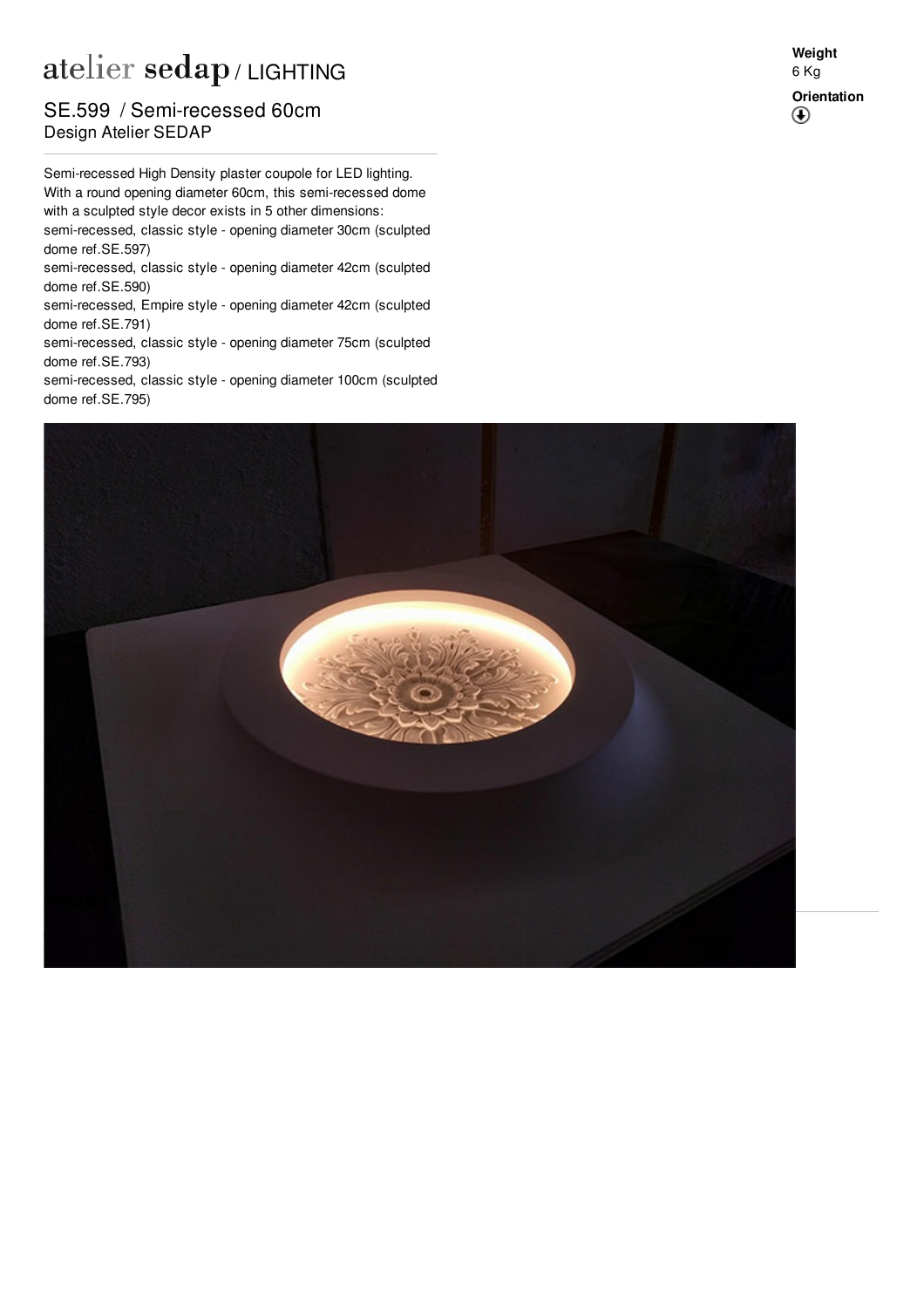# atelier sedap / LIGHTING

## SE.599 / Semi-recessed 60cm
Design Atelier SEDAP

**Weight**
6 Kg

**Orientation**

Semi-recessed High Density plaster coupole for LED lighting.
With a round opening diameter 60cm, this semi-recessed dome with a sculpted style decor exists in 5 other dimensions:
semi-recessed, classic style - opening diameter 30cm (sculpted dome ref.SE.597)
semi-recessed, classic style - opening diameter 42cm (sculpted dome ref.SE.590)
semi-recessed, Empire style - opening diameter 42cm (sculpted dome ref.SE.791)
semi-recessed, classic style - opening diameter 75cm (sculpted dome ref.SE.793)
semi-recessed, classic style - opening diameter 100cm (sculpted dome ref.SE.795)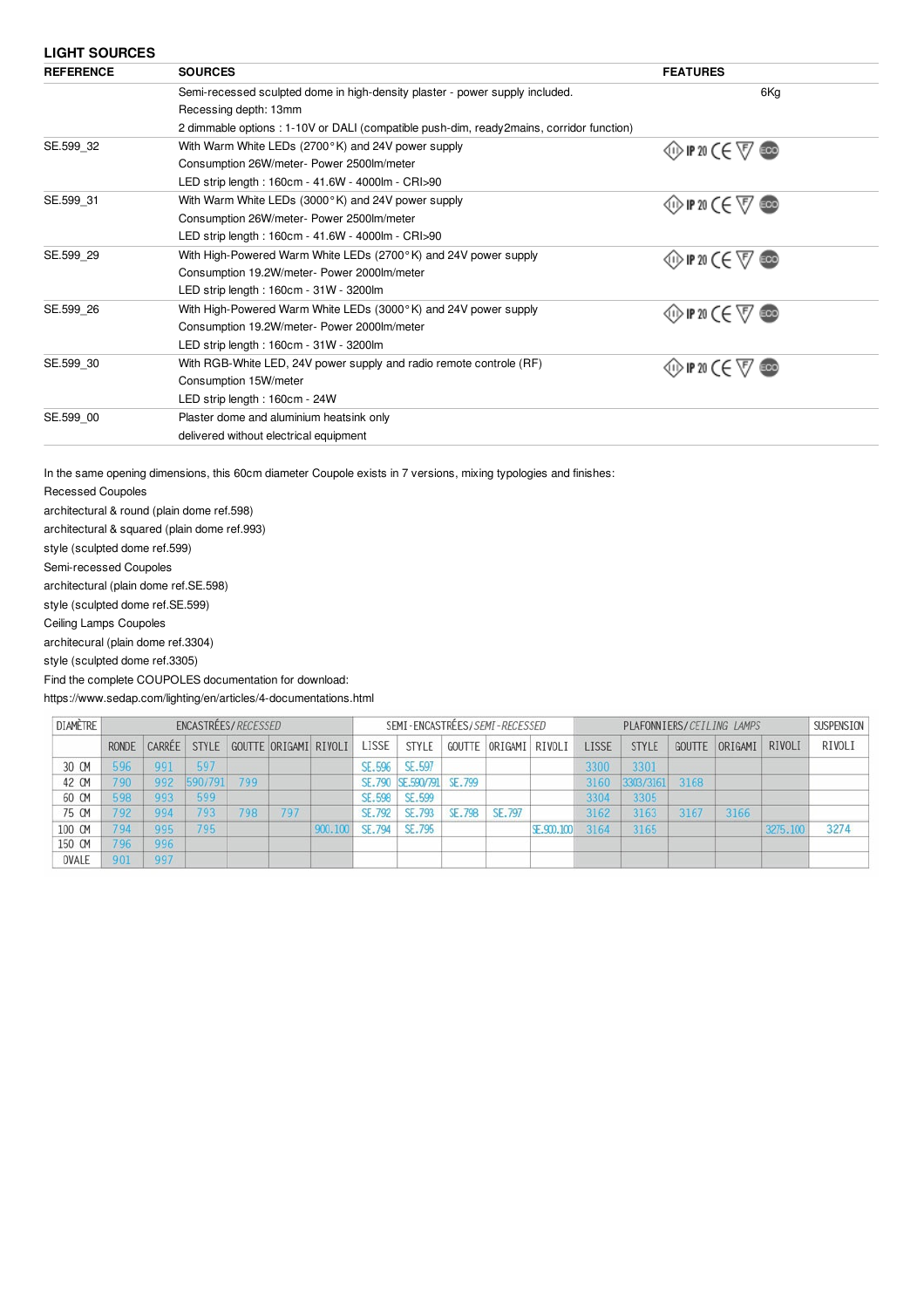## LIGHT SOURCES

| REFERENCE | SOURCES | FEATURES |
|---|---|---|
| | Semi-recessed sculpted dome in high-density plaster - power supply included.<br>Recessing depth: 13mm<br>2 dimmable options : 1-10V or DALI (compatible push-dim, ready2mains, corridor function) | 6Kg |
| SE.599_32 | With Warm White LEDs (2700°K) and 24V power supply<br>Consumption 26W/meter- Power 2500lm/meter<br>LED strip length : 160cm - 41.6W - 4000lm - CRI>90 | IP 20 CE |
| SE.599_31 | With Warm White LEDs (3000°K) and 24V power supply<br>Consumption 26W/meter- Power 2500lm/meter<br>LED strip length : 160cm - 41.6W - 4000lm - CRI>90 | IP 20 CE |
| SE.599_29 | With High-Powered Warm White LEDs (2700°K) and 24V power supply<br>Consumption 19.2W/meter- Power 2000lm/meter<br>LED strip length : 160cm - 31W - 3200lm | IP 20 CE |
| SE.599_26 | With High-Powered Warm White LEDs (3000°K) and 24V power supply<br>Consumption 19.2W/meter- Power 2000lm/meter<br>LED strip length : 160cm - 31W - 3200lm | IP 20 CE |
| SE.599_30 | With RGB-White LED, 24V power supply and radio remote controle (RF)<br>Consumption 15W/meter<br>LED strip length : 160cm - 24W | IP 20 CE |
| SE.599_00 | Plaster dome and aluminium heatsink only<br>delivered without electrical equipment | |

In the same opening dimensions, this 60cm diameter Coupole exists in 7 versions, mixing typologies and finishes:

Recessed Coupoles

architectural & round (plain dome ref.598)

architectural & squared (plain dome ref.993)

style (sculpted dome ref.599)

Semi-recessed Coupoles

architectural (plain dome ref.SE.598)

style (sculpted dome ref.SE.599)

Ceiling Lamps Coupoles

architecural (plain dome ref.3304)

style (sculpted dome ref.3305)

Find the complete COUPOLES documentation for download:

https://www.sedap.com/lighting/en/articles/4-documentations.html

| DIAMÈTRE | ENCASTRÉES/*RECESSED* | | | | | | SEMI-ENCASTRÉES/*SEMI-RECESSED* | | | | | PLAFONNIERS/*CEILING LAMPS* | | | | | SUSPENSION |
|---|---|---|---|---|---|---|---|---|---|---|---|---|---|---|---|---|---|
| | RONDE | CARRÉE | STYLE | GOUTTE | ORIGAMI | RIVOLI | LISSE | STYLE | GOUTTE | ORIGAMI | RIVOLI | LISSE | STYLE | GOUTTE | ORIGAMI | RIVOLI | RIVOLI |
| 30 CM | 596 | 991 | 597 | | | | SE.596 | SE.597 | | | | 3300 | 3301 | | | | |
| 42 CM | 790 | 992 | 590/791 | 799 | | | SE.790 | SE.590/791 | SE.799 | | | 3160 | 3303/3161 | 3168 | | | |
| 60 CM | 598 | 993 | 599 | | | | SE.598 | SE.599 | | | | 3304 | 3305 | | | | |
| 75 CM | 792 | 994 | 793 | 798 | 797 | | SE.792 | SE.793 | SE.798 | SE.797 | | 3162 | 3163 | 3167 | 3166 | | |
| 100 CM | 794 | 995 | 795 | | | 900.100 | SE.794 | SE.795 | | | SE.900.100 | 3164 | 3165 | | | 3275.100 | 3274 |
| 150 CM | 796 | 996 | | | | | | | | | | | | | | | |
| OVALE | 901 | 997 | | | | | | | | | | | | | | | |